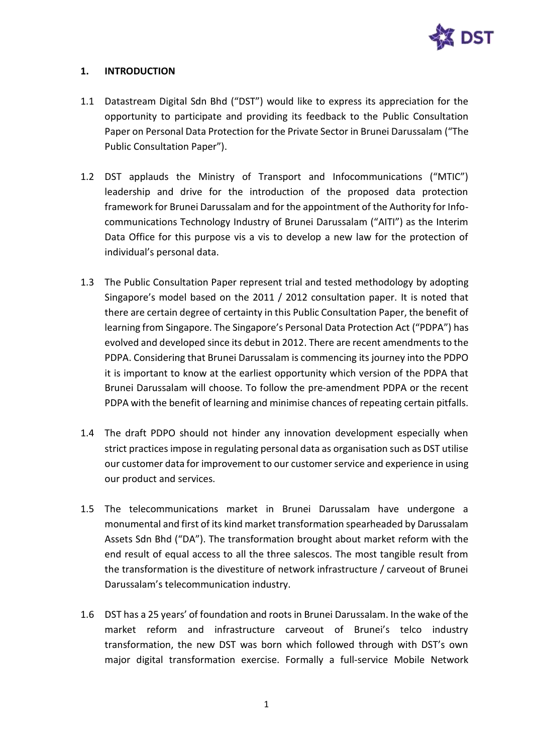## 1. INTRODUCTION

1.1 Datastream Digital Sdn Bhd ("DST") would like to express its appreciation for the opportunity to participate and providing its feedback to the Public Consultation Paper on Personal Data Protection for the Private Sector in Brunei Darussalam ("The Public Consultation Paper").

1.2 DST applauds the Ministry of Transport and Infocommunications ("MTIC") leadership and drive for the introduction of the proposed data protection framework for Brunei Darussalam and for the appointment of the Authority for Info-communications Technology Industry of Brunei Darussalam ("AITI") as the Interim Data Office for this purpose vis a vis to develop a new law for the protection of individual's personal data.

1.3 The Public Consultation Paper represent trial and tested methodology by adopting Singapore's model based on the 2011 / 2012 consultation paper. It is noted that there are certain degree of certainty in this Public Consultation Paper, the benefit of learning from Singapore. The Singapore's Personal Data Protection Act ("PDPA") has evolved and developed since its debut in 2012. There are recent amendments to the PDPA. Considering that Brunei Darussalam is commencing its journey into the PDPO it is important to know at the earliest opportunity which version of the PDPA that Brunei Darussalam will choose. To follow the pre-amendment PDPA or the recent PDPA with the benefit of learning and minimise chances of repeating certain pitfalls.

1.4 The draft PDPO should not hinder any innovation development especially when strict practices impose in regulating personal data as organisation such as DST utilise our customer data for improvement to our customer service and experience in using our product and services.

1.5 The telecommunications market in Brunei Darussalam have undergone a monumental and first of its kind market transformation spearheaded by Darussalam Assets Sdn Bhd ("DA"). The transformation brought about market reform with the end result of equal access to all the three salescos. The most tangible result from the transformation is the divestiture of network infrastructure / carveout of Brunei Darussalam's telecommunication industry.

1.6 DST has a 25 years' of foundation and roots in Brunei Darussalam. In the wake of the market reform and infrastructure carveout of Brunei's telco industry transformation, the new DST was born which followed through with DST's own major digital transformation exercise. Formally a full-service Mobile Network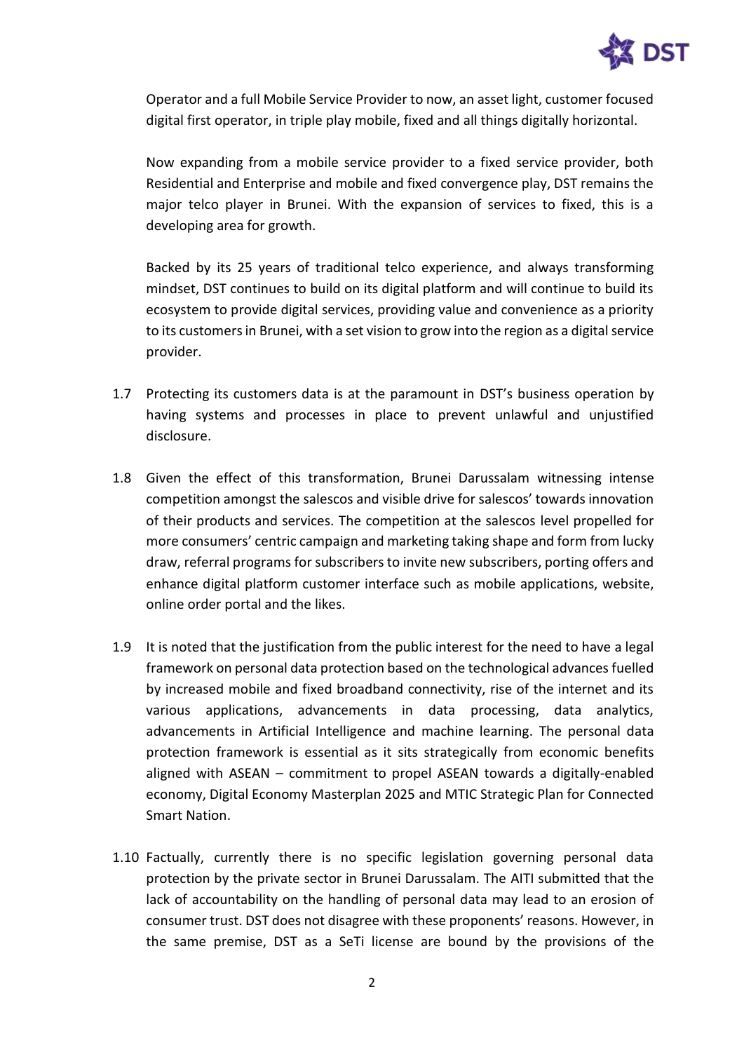Operator and a full Mobile Service Provider to now, an asset light, customer focused digital first operator, in triple play mobile, fixed and all things digitally horizontal.

Now expanding from a mobile service provider to a fixed service provider, both Residential and Enterprise and mobile and fixed convergence play, DST remains the major telco player in Brunei. With the expansion of services to fixed, this is a developing area for growth.

Backed by its 25 years of traditional telco experience, and always transforming mindset, DST continues to build on its digital platform and will continue to build its ecosystem to provide digital services, providing value and convenience as a priority to its customers in Brunei, with a set vision to grow into the region as a digital service provider.

1.7 Protecting its customers data is at the paramount in DST's business operation by having systems and processes in place to prevent unlawful and unjustified disclosure.

1.8 Given the effect of this transformation, Brunei Darussalam witnessing intense competition amongst the salescos and visible drive for salescos' towards innovation of their products and services. The competition at the salescos level propelled for more consumers' centric campaign and marketing taking shape and form from lucky draw, referral programs for subscribers to invite new subscribers, porting offers and enhance digital platform customer interface such as mobile applications, website, online order portal and the likes.

1.9 It is noted that the justification from the public interest for the need to have a legal framework on personal data protection based on the technological advances fuelled by increased mobile and fixed broadband connectivity, rise of the internet and its various applications, advancements in data processing, data analytics, advancements in Artificial Intelligence and machine learning. The personal data protection framework is essential as it sits strategically from economic benefits aligned with ASEAN – commitment to propel ASEAN towards a digitally-enabled economy, Digital Economy Masterplan 2025 and MTIC Strategic Plan for Connected Smart Nation.

1.10 Factually, currently there is no specific legislation governing personal data protection by the private sector in Brunei Darussalam. The AITI submitted that the lack of accountability on the handling of personal data may lead to an erosion of consumer trust. DST does not disagree with these proponents' reasons. However, in the same premise, DST as a SeTi license are bound by the provisions of the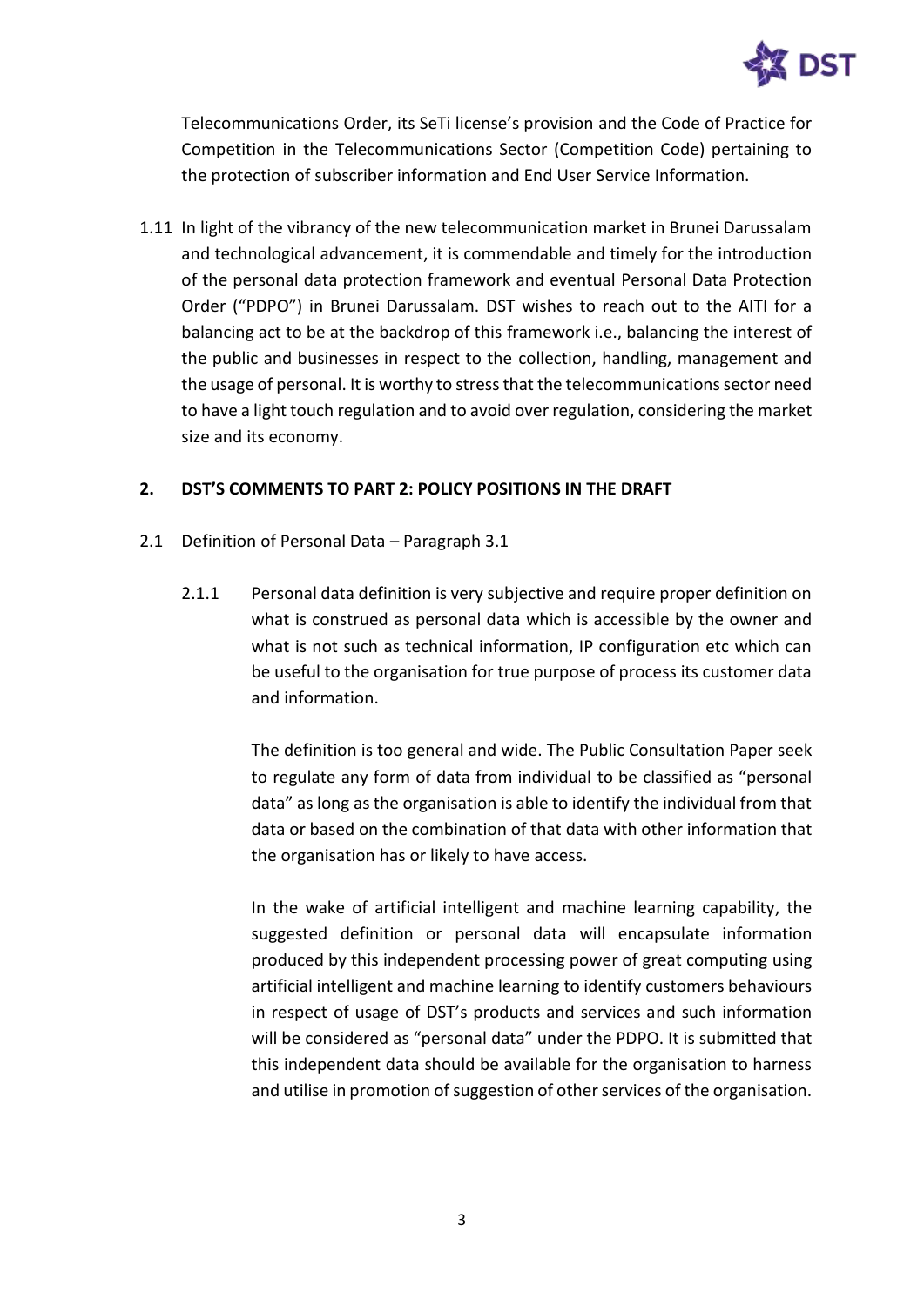Telecommunications Order, its SeTi license's provision and the Code of Practice for Competition in the Telecommunications Sector (Competition Code) pertaining to the protection of subscriber information and End User Service Information.

1.11 In light of the vibrancy of the new telecommunication market in Brunei Darussalam and technological advancement, it is commendable and timely for the introduction of the personal data protection framework and eventual Personal Data Protection Order ("PDPO") in Brunei Darussalam. DST wishes to reach out to the AITI for a balancing act to be at the backdrop of this framework i.e., balancing the interest of the public and businesses in respect to the collection, handling, management and the usage of personal. It is worthy to stress that the telecommunications sector need to have a light touch regulation and to avoid over regulation, considering the market size and its economy.

## 2. DST'S COMMENTS TO PART 2: POLICY POSITIONS IN THE DRAFT

2.1 Definition of Personal Data – Paragraph 3.1

2.1.1 Personal data definition is very subjective and require proper definition on what is construed as personal data which is accessible by the owner and what is not such as technical information, IP configuration etc which can be useful to the organisation for true purpose of process its customer data and information.

The definition is too general and wide. The Public Consultation Paper seek to regulate any form of data from individual to be classified as "personal data" as long as the organisation is able to identify the individual from that data or based on the combination of that data with other information that the organisation has or likely to have access.

In the wake of artificial intelligent and machine learning capability, the suggested definition or personal data will encapsulate information produced by this independent processing power of great computing using artificial intelligent and machine learning to identify customers behaviours in respect of usage of DST's products and services and such information will be considered as "personal data" under the PDPO. It is submitted that this independent data should be available for the organisation to harness and utilise in promotion of suggestion of other services of the organisation.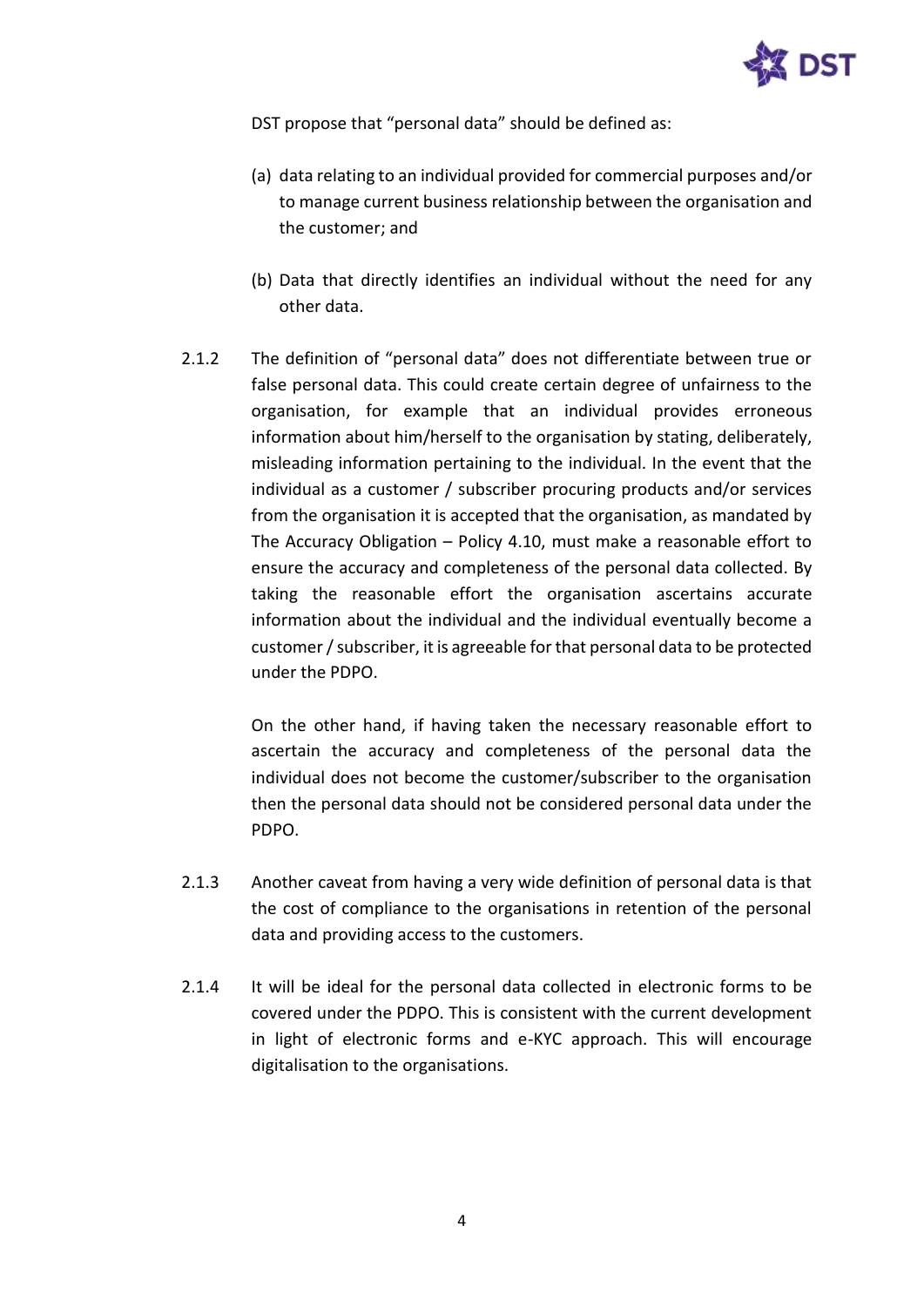DST propose that "personal data" should be defined as:

(a) data relating to an individual provided for commercial purposes and/or to manage current business relationship between the organisation and the customer; and

(b) Data that directly identifies an individual without the need for any other data.

2.1.2 The definition of "personal data" does not differentiate between true or false personal data. This could create certain degree of unfairness to the organisation, for example that an individual provides erroneous information about him/herself to the organisation by stating, deliberately, misleading information pertaining to the individual. In the event that the individual as a customer / subscriber procuring products and/or services from the organisation it is accepted that the organisation, as mandated by The Accuracy Obligation – Policy 4.10, must make a reasonable effort to ensure the accuracy and completeness of the personal data collected. By taking the reasonable effort the organisation ascertains accurate information about the individual and the individual eventually become a customer / subscriber, it is agreeable for that personal data to be protected under the PDPO.

On the other hand, if having taken the necessary reasonable effort to ascertain the accuracy and completeness of the personal data the individual does not become the customer/subscriber to the organisation then the personal data should not be considered personal data under the PDPO.

2.1.3 Another caveat from having a very wide definition of personal data is that the cost of compliance to the organisations in retention of the personal data and providing access to the customers.

2.1.4 It will be ideal for the personal data collected in electronic forms to be covered under the PDPO. This is consistent with the current development in light of electronic forms and e-KYC approach. This will encourage digitalisation to the organisations.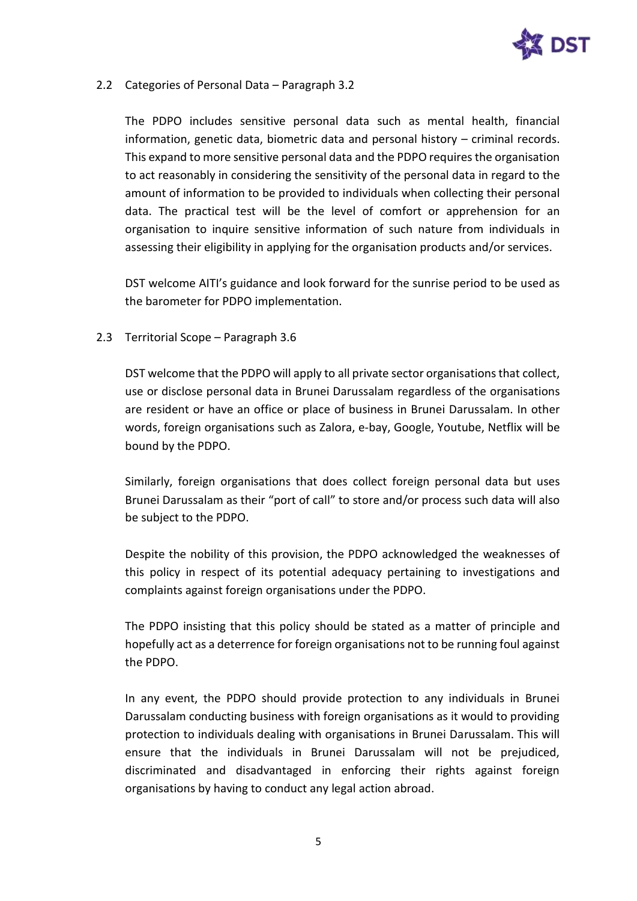### 2.2 Categories of Personal Data – Paragraph 3.2

The PDPO includes sensitive personal data such as mental health, financial information, genetic data, biometric data and personal history – criminal records. This expand to more sensitive personal data and the PDPO requires the organisation to act reasonably in considering the sensitivity of the personal data in regard to the amount of information to be provided to individuals when collecting their personal data. The practical test will be the level of comfort or apprehension for an organisation to inquire sensitive information of such nature from individuals in assessing their eligibility in applying for the organisation products and/or services.

DST welcome AITI's guidance and look forward for the sunrise period to be used as the barometer for PDPO implementation.

### 2.3 Territorial Scope – Paragraph 3.6

DST welcome that the PDPO will apply to all private sector organisations that collect, use or disclose personal data in Brunei Darussalam regardless of the organisations are resident or have an office or place of business in Brunei Darussalam. In other words, foreign organisations such as Zalora, e-bay, Google, Youtube, Netflix will be bound by the PDPO.

Similarly, foreign organisations that does collect foreign personal data but uses Brunei Darussalam as their "port of call" to store and/or process such data will also be subject to the PDPO.

Despite the nobility of this provision, the PDPO acknowledged the weaknesses of this policy in respect of its potential adequacy pertaining to investigations and complaints against foreign organisations under the PDPO.

The PDPO insisting that this policy should be stated as a matter of principle and hopefully act as a deterrence for foreign organisations not to be running foul against the PDPO.

In any event, the PDPO should provide protection to any individuals in Brunei Darussalam conducting business with foreign organisations as it would to providing protection to individuals dealing with organisations in Brunei Darussalam. This will ensure that the individuals in Brunei Darussalam will not be prejudiced, discriminated and disadvantaged in enforcing their rights against foreign organisations by having to conduct any legal action abroad.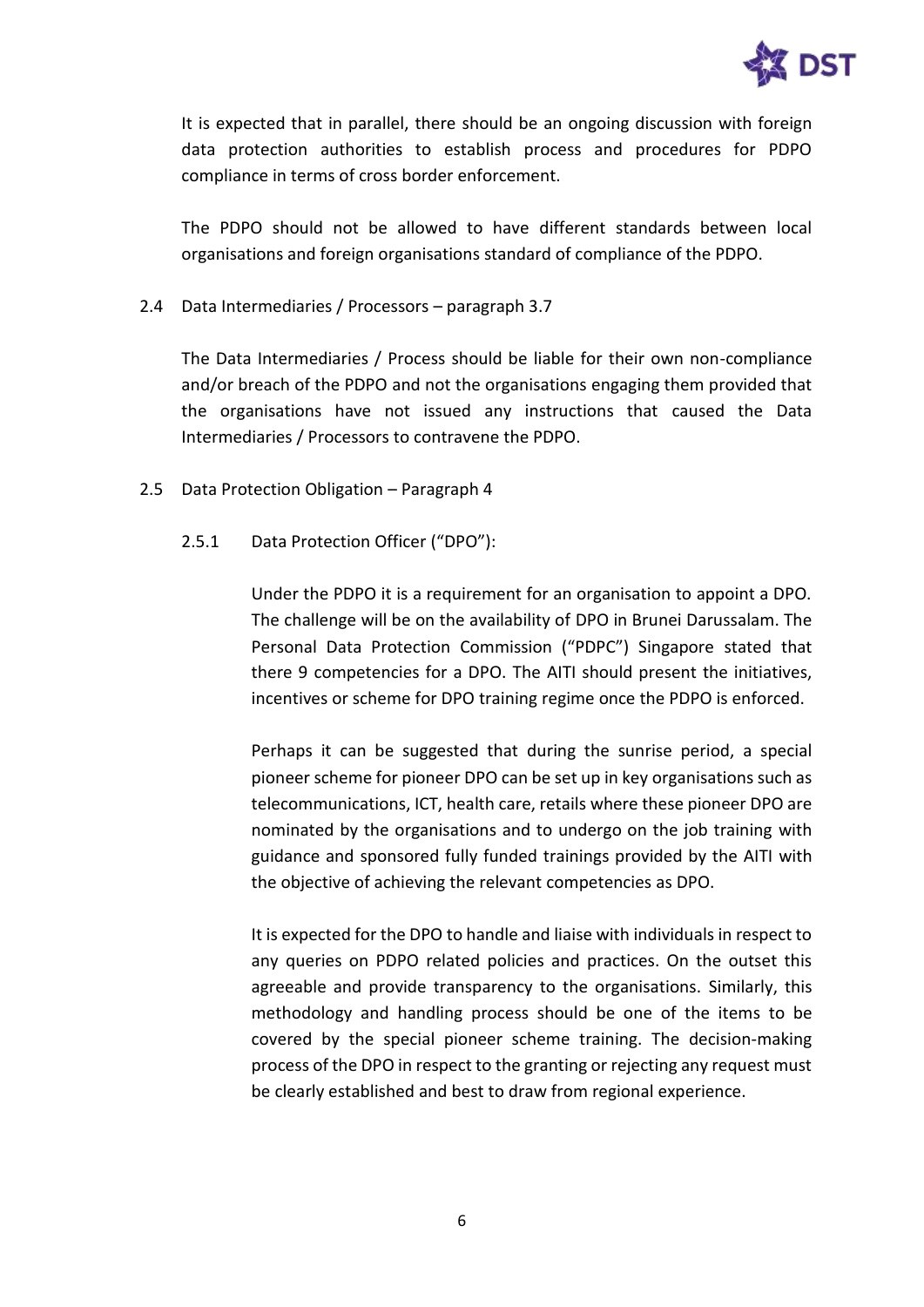It is expected that in parallel, there should be an ongoing discussion with foreign data protection authorities to establish process and procedures for PDPO compliance in terms of cross border enforcement.

The PDPO should not be allowed to have different standards between local organisations and foreign organisations standard of compliance of the PDPO.

2.4 Data Intermediaries / Processors – paragraph 3.7

The Data Intermediaries / Process should be liable for their own non-compliance and/or breach of the PDPO and not the organisations engaging them provided that the organisations have not issued any instructions that caused the Data Intermediaries / Processors to contravene the PDPO.

2.5 Data Protection Obligation – Paragraph 4

2.5.1 Data Protection Officer ("DPO"):

Under the PDPO it is a requirement for an organisation to appoint a DPO. The challenge will be on the availability of DPO in Brunei Darussalam. The Personal Data Protection Commission ("PDPC") Singapore stated that there 9 competencies for a DPO. The AITI should present the initiatives, incentives or scheme for DPO training regime once the PDPO is enforced.

Perhaps it can be suggested that during the sunrise period, a special pioneer scheme for pioneer DPO can be set up in key organisations such as telecommunications, ICT, health care, retails where these pioneer DPO are nominated by the organisations and to undergo on the job training with guidance and sponsored fully funded trainings provided by the AITI with the objective of achieving the relevant competencies as DPO.

It is expected for the DPO to handle and liaise with individuals in respect to any queries on PDPO related policies and practices. On the outset this agreeable and provide transparency to the organisations. Similarly, this methodology and handling process should be one of the items to be covered by the special pioneer scheme training. The decision-making process of the DPO in respect to the granting or rejecting any request must be clearly established and best to draw from regional experience.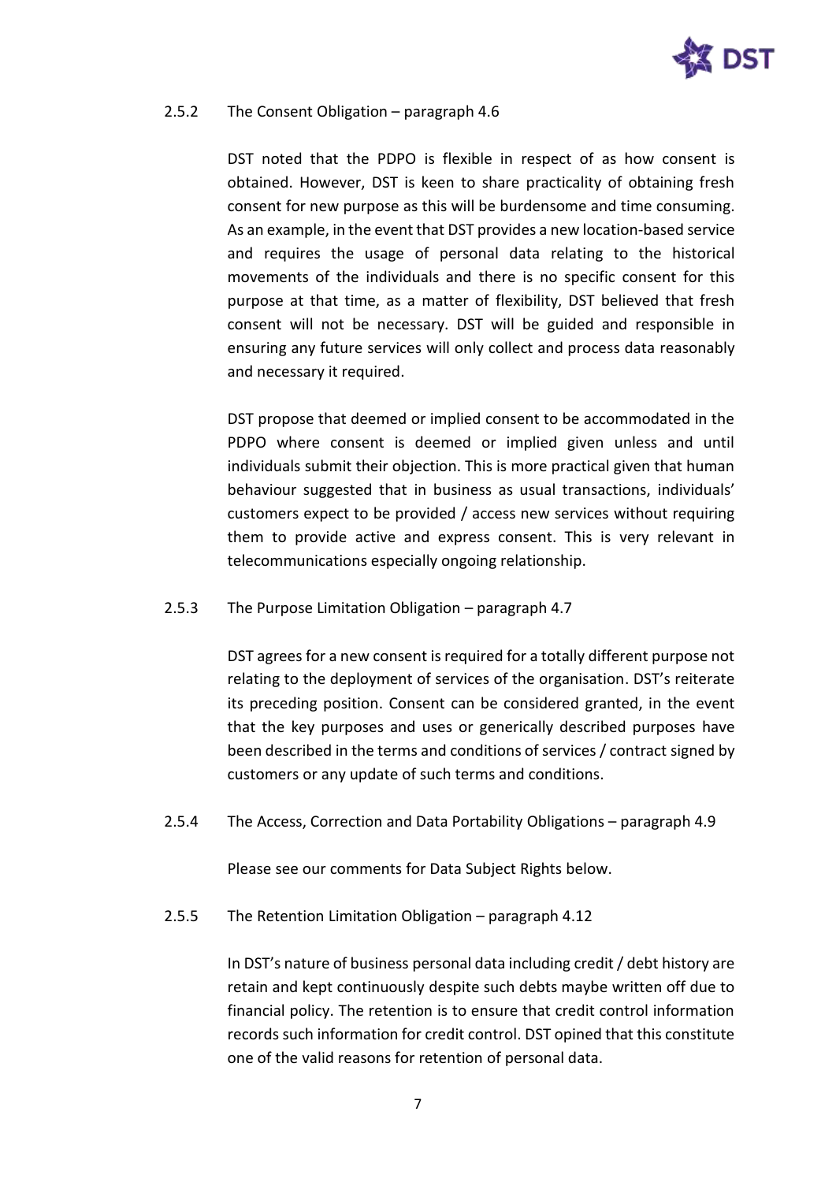### 2.5.2 The Consent Obligation – paragraph 4.6

DST noted that the PDPO is flexible in respect of as how consent is obtained. However, DST is keen to share practicality of obtaining fresh consent for new purpose as this will be burdensome and time consuming. As an example, in the event that DST provides a new location-based service and requires the usage of personal data relating to the historical movements of the individuals and there is no specific consent for this purpose at that time, as a matter of flexibility, DST believed that fresh consent will not be necessary. DST will be guided and responsible in ensuring any future services will only collect and process data reasonably and necessary it required.

DST propose that deemed or implied consent to be accommodated in the PDPO where consent is deemed or implied given unless and until individuals submit their objection. This is more practical given that human behaviour suggested that in business as usual transactions, individuals' customers expect to be provided / access new services without requiring them to provide active and express consent. This is very relevant in telecommunications especially ongoing relationship.

### 2.5.3 The Purpose Limitation Obligation – paragraph 4.7

DST agrees for a new consent is required for a totally different purpose not relating to the deployment of services of the organisation. DST's reiterate its preceding position. Consent can be considered granted, in the event that the key purposes and uses or generically described purposes have been described in the terms and conditions of services / contract signed by customers or any update of such terms and conditions.

### 2.5.4 The Access, Correction and Data Portability Obligations – paragraph 4.9

Please see our comments for Data Subject Rights below.

### 2.5.5 The Retention Limitation Obligation – paragraph 4.12

In DST's nature of business personal data including credit / debt history are retain and kept continuously despite such debts maybe written off due to financial policy. The retention is to ensure that credit control information records such information for credit control. DST opined that this constitute one of the valid reasons for retention of personal data.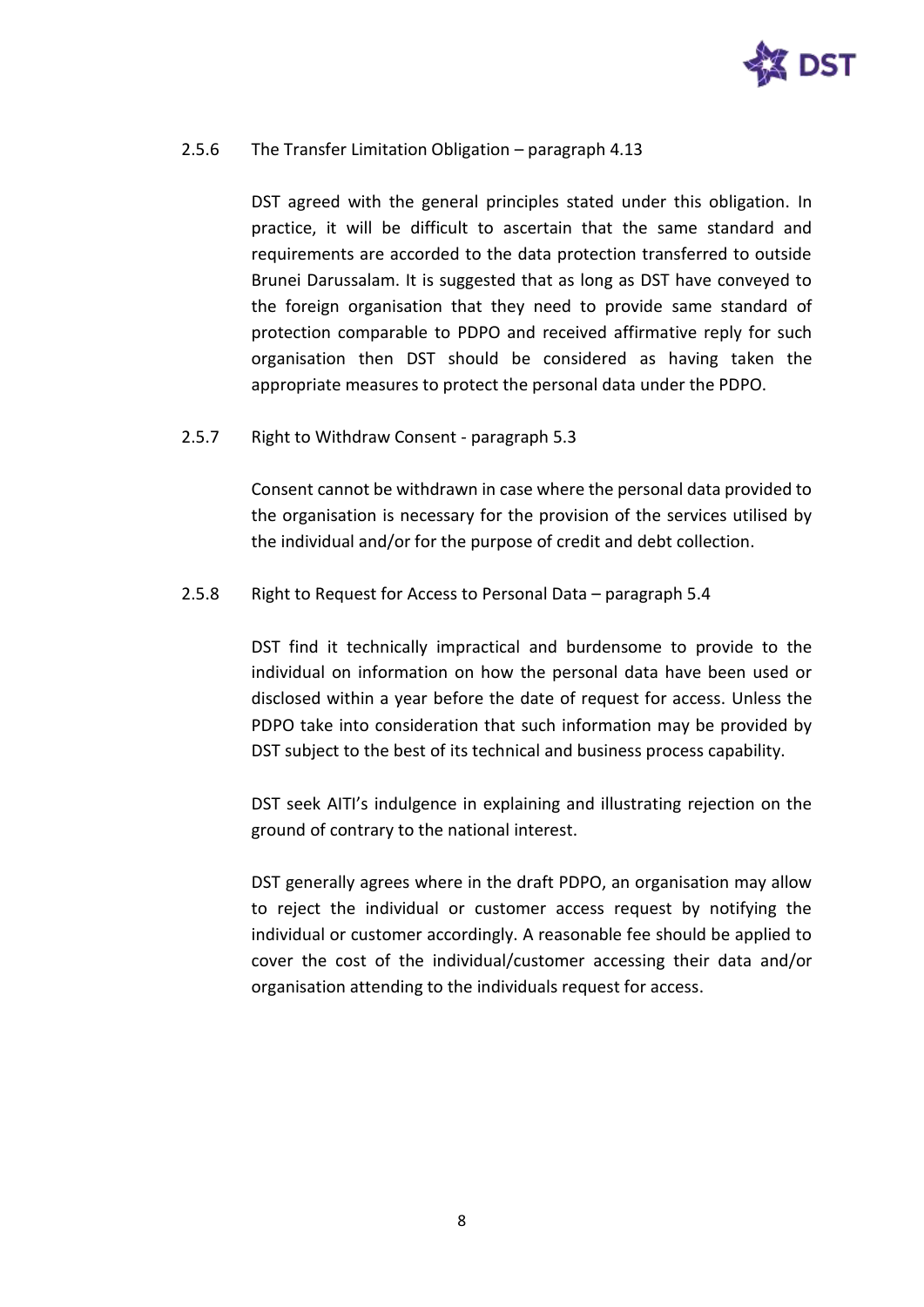2.5.6 The Transfer Limitation Obligation – paragraph 4.13

DST agreed with the general principles stated under this obligation. In practice, it will be difficult to ascertain that the same standard and requirements are accorded to the data protection transferred to outside Brunei Darussalam. It is suggested that as long as DST have conveyed to the foreign organisation that they need to provide same standard of protection comparable to PDPO and received affirmative reply for such organisation then DST should be considered as having taken the appropriate measures to protect the personal data under the PDPO.

2.5.7 Right to Withdraw Consent - paragraph 5.3

Consent cannot be withdrawn in case where the personal data provided to the organisation is necessary for the provision of the services utilised by the individual and/or for the purpose of credit and debt collection.

2.5.8 Right to Request for Access to Personal Data – paragraph 5.4

DST find it technically impractical and burdensome to provide to the individual on information on how the personal data have been used or disclosed within a year before the date of request for access. Unless the PDPO take into consideration that such information may be provided by DST subject to the best of its technical and business process capability.

DST seek AITI's indulgence in explaining and illustrating rejection on the ground of contrary to the national interest.

DST generally agrees where in the draft PDPO, an organisation may allow to reject the individual or customer access request by notifying the individual or customer accordingly. A reasonable fee should be applied to cover the cost of the individual/customer accessing their data and/or organisation attending to the individuals request for access.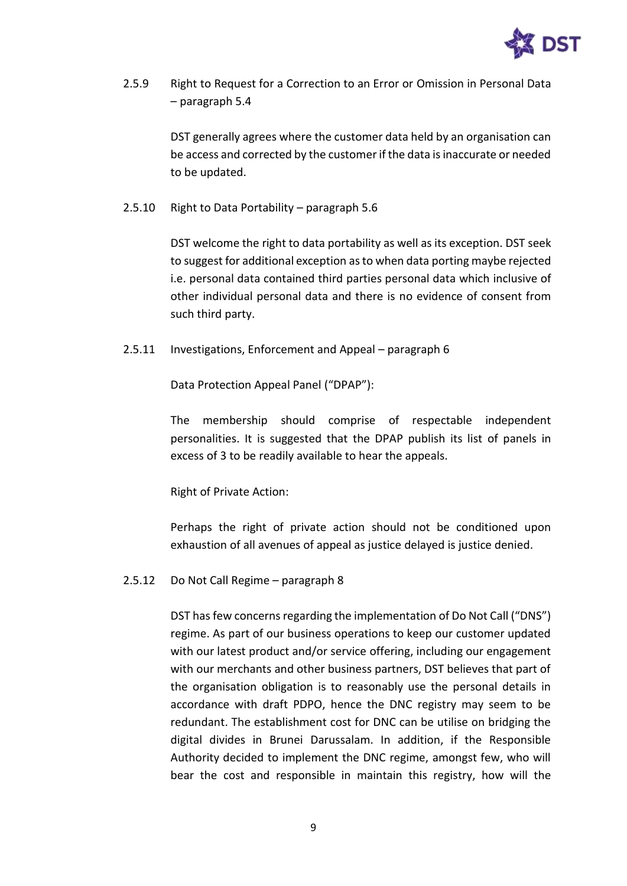2.5.9 Right to Request for a Correction to an Error or Omission in Personal Data – paragraph 5.4

DST generally agrees where the customer data held by an organisation can be access and corrected by the customer if the data is inaccurate or needed to be updated.

2.5.10 Right to Data Portability – paragraph 5.6

DST welcome the right to data portability as well as its exception. DST seek to suggest for additional exception as to when data porting maybe rejected i.e. personal data contained third parties personal data which inclusive of other individual personal data and there is no evidence of consent from such third party.

2.5.11 Investigations, Enforcement and Appeal – paragraph 6

Data Protection Appeal Panel ("DPAP"):

The membership should comprise of respectable independent personalities. It is suggested that the DPAP publish its list of panels in excess of 3 to be readily available to hear the appeals.

Right of Private Action:

Perhaps the right of private action should not be conditioned upon exhaustion of all avenues of appeal as justice delayed is justice denied.

2.5.12 Do Not Call Regime – paragraph 8

DST has few concerns regarding the implementation of Do Not Call ("DNS") regime. As part of our business operations to keep our customer updated with our latest product and/or service offering, including our engagement with our merchants and other business partners, DST believes that part of the organisation obligation is to reasonably use the personal details in accordance with draft PDPO, hence the DNC registry may seem to be redundant. The establishment cost for DNC can be utilise on bridging the digital divides in Brunei Darussalam. In addition, if the Responsible Authority decided to implement the DNC regime, amongst few, who will bear the cost and responsible in maintain this registry, how will the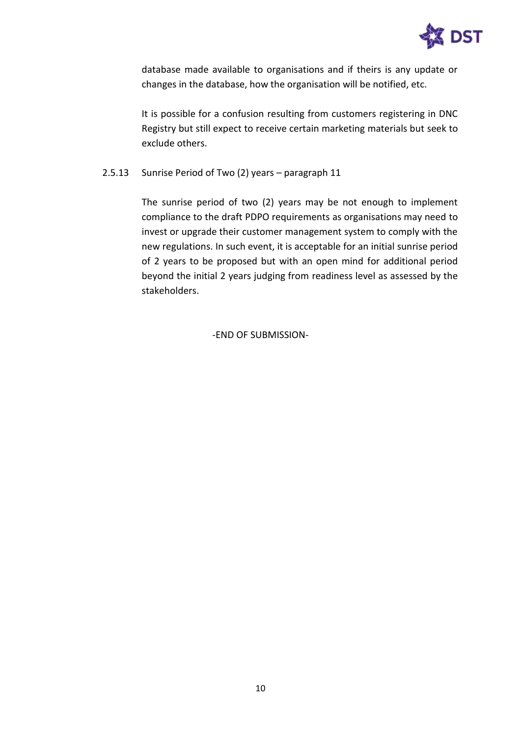database made available to organisations and if theirs is any update or changes in the database, how the organisation will be notified, etc.

It is possible for a confusion resulting from customers registering in DNC Registry but still expect to receive certain marketing materials but seek to exclude others.

2.5.13 Sunrise Period of Two (2) years – paragraph 11

The sunrise period of two (2) years may be not enough to implement compliance to the draft PDPO requirements as organisations may need to invest or upgrade their customer management system to comply with the new regulations. In such event, it is acceptable for an initial sunrise period of 2 years to be proposed but with an open mind for additional period beyond the initial 2 years judging from readiness level as assessed by the stakeholders.

-END OF SUBMISSION-